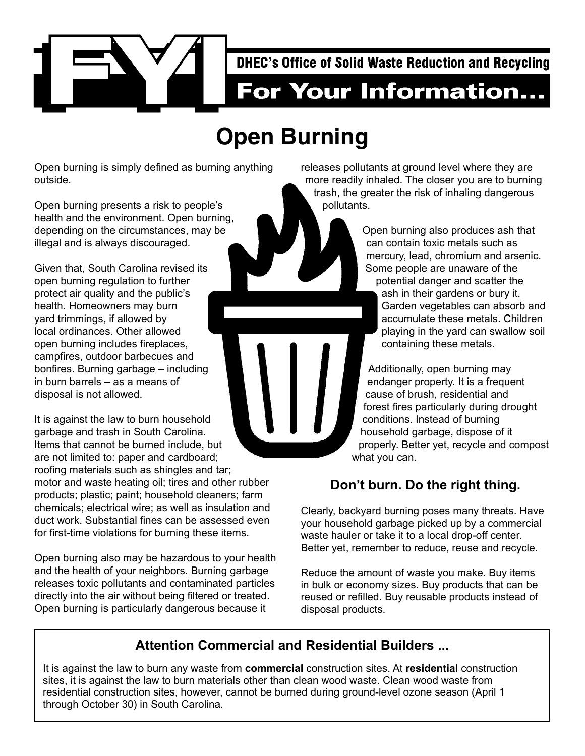**FYI**

**DHEC's Office of Solid Waste Reduction and Recycling**

**For Your Information...**

# Open Burning

Open burning is simply defined as burning anything outside.

Open burning presents a risk to people's health and the environment. Open burning, depending on the circumstances, may be illegal and is always discouraged.

Given that, South Carolina revised its open burning regulation to further protect air quality and the public's health. Homeowners may burn yard trimmings, if allowed by local ordinances. Other allowed open burning includes fireplaces, campfires, outdoor barbecues and bonfires. Burning garbage – including in burn barrels – as a means of disposal is not allowed.

It is against the law to burn household garbage and trash in South Carolina. Items that cannot be burned include, but are not limited to: paper and cardboard; roofing materials such as shingles and tar; motor and waste heating oil; tires and other rubber products; plastic; paint; household cleaners; farm chemicals; electrical wire; as well as insulation and duct work. Substantial fines can be assessed even for first-time violations for burning these items.

Open burning also may be hazardous to your health and the health of your neighbors. Burning garbage releases toxic pollutants and contaminated particles directly into the air without being filtered or treated. Open burning is particularly dangerous because it releases pollutants at ground level where they are more readily inhaled. The closer you are to burning trash, the greater the risk of inhaling dangerous pollutants.

Open burning also produces ash that can contain toxic metals such as mercury, lead, chromium and arsenic. Some people are unaware of the potential danger and scatter the ash in their gardens or bury it. Garden vegetables can absorb and accumulate these metals. Children playing in the yard can swallow soil containing these metals.

Additionally, open burning may endanger property. It is a frequent cause of brush, residential and forest fires particularly during drought conditions. Instead of burning household garbage, dispose of it properly. Better yet, recycle and compost what you can.

## Don't burn. Do the right thing.

Clearly, backyard burning poses many threats. Have your household garbage picked up by a commercial waste hauler or take it to a local drop-off center. Better yet, remember to reduce, reuse and recycle.

Reduce the amount of waste you make. Buy items in bulk or economy sizes. Buy products that can be reused or refilled. Buy reusable products instead of disposal products.

## Attention Commercial and Residential Builders ...

It is against the law to burn any waste from **commercial** construction sites. At **residential** construction sites, it is against the law to burn materials other than clean wood waste. Clean wood waste from residential construction sites, however, cannot be burned during ground-level ozone season (April 1 through October 30) in South Carolina.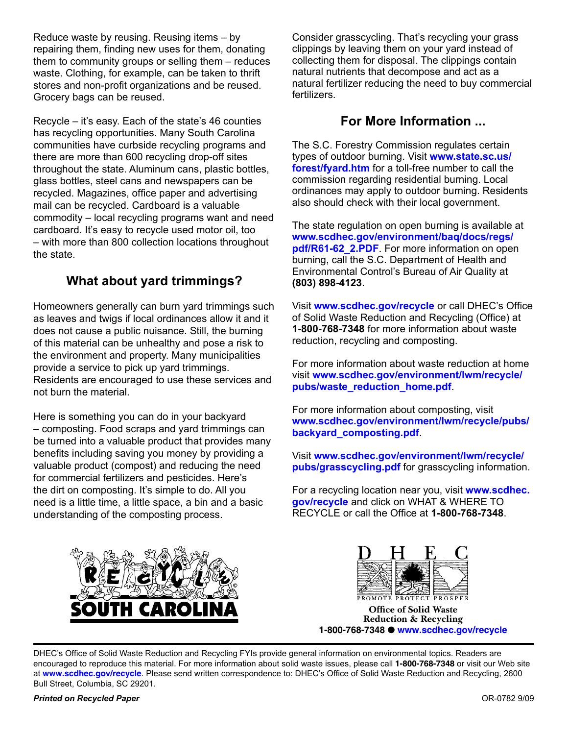Reduce waste by reusing. Reusing items – by repairing them, finding new uses for them, donating them to community groups or selling them – reduces waste. Clothing, for example, can be taken to thrift stores and non-profit organizations and be reused. Grocery bags can be reused.

Recycle – it's easy. Each of the state's 46 counties has recycling opportunities. Many South Carolina communities have curbside recycling programs and there are more than 600 recycling drop-off sites throughout the state. Aluminum cans, plastic bottles, glass bottles, steel cans and newspapers can be recycled. Magazines, office paper and advertising mail can be recycled. Cardboard is a valuable commodity – local recycling programs want and need cardboard. It's easy to recycle used motor oil, too – with more than 800 collection locations throughout the state.

## What about yard trimmings?

Homeowners generally can burn yard trimmings such as leaves and twigs if local ordinances allow it and it does not cause a public nuisance. Still, the burning of this material can be unhealthy and pose a risk to the environment and property. Many municipalities provide a service to pick up yard trimmings. Residents are encouraged to use these services and not burn the material.

Here is something you can do in your backyard – composting. Food scraps and yard trimmings can be turned into a valuable product that provides many benefits including saving you money by providing a valuable product (compost) and reducing the need for commercial fertilizers and pesticides. Here's the dirt on composting. It's simple to do. All you need is a little time, a little space, a bin and a basic understanding of the composting process.

Consider grasscycling. That's recycling your grass clippings by leaving them on your yard instead of collecting them for disposal. The clippings contain natural nutrients that decompose and act as a natural fertilizer reducing the need to buy commercial fertilizers.

## For More Information ...

The S.C. Forestry Commission regulates certain types of outdoor burning. Visit **www.state.sc.us/forest/fyard.htm** for a toll-free number to call the commission regarding residential burning. Local ordinances may apply to outdoor burning. Residents also should check with their local government.

The state regulation on open burning is available at **www.scdhec.gov/environment/baq/docs/regs/pdf/R61-62_2.PDF**. For more information on open burning, call the S.C. Department of Health and Environmental Control's Bureau of Air Quality at **(803) 898-4123**.

Visit **www.scdhec.gov/recycle** or call DHEC's Office of Solid Waste Reduction and Recycling (Office) at **1-800-768-7348** for more information about waste reduction, recycling and composting.

For more information about waste reduction at home visit **www.scdhec.gov/environment/lwm/recycle/pubs/waste_reduction_home.pdf**.

For more information about composting, visit **www.scdhec.gov/environment/lwm/recycle/pubs/backyard_composting.pdf**.

Visit **www.scdhec.gov/environment/lwm/recycle/pubs/grasscycling.pdf** for grasscycling information.

For a recycling location near you, visit **www.scdhec.gov/recycle** and click on WHAT & WHERE TO RECYCLE or call the Office at **1-800-768-7348**.

RECYCLE SOUTH CAROLINA

D H E C

PROMOTE PROTECT PROSPER

**Office of Solid Waste Reduction & Recycling**

**1-800-768-7348** ● **www.scdhec.gov/recycle**

DHEC's Office of Solid Waste Reduction and Recycling FYIs provide general information on environmental topics. Readers are encouraged to reproduce this material. For more information about solid waste issues, please call **1-800-768-7348** or visit our Web site at **www.scdhec.gov/recycle**. Please send written correspondence to: DHEC's Office of Solid Waste Reduction and Recycling, 2600 Bull Street, Columbia, SC 29201.

***Printed on Recycled Paper***

OR-0782 9/09